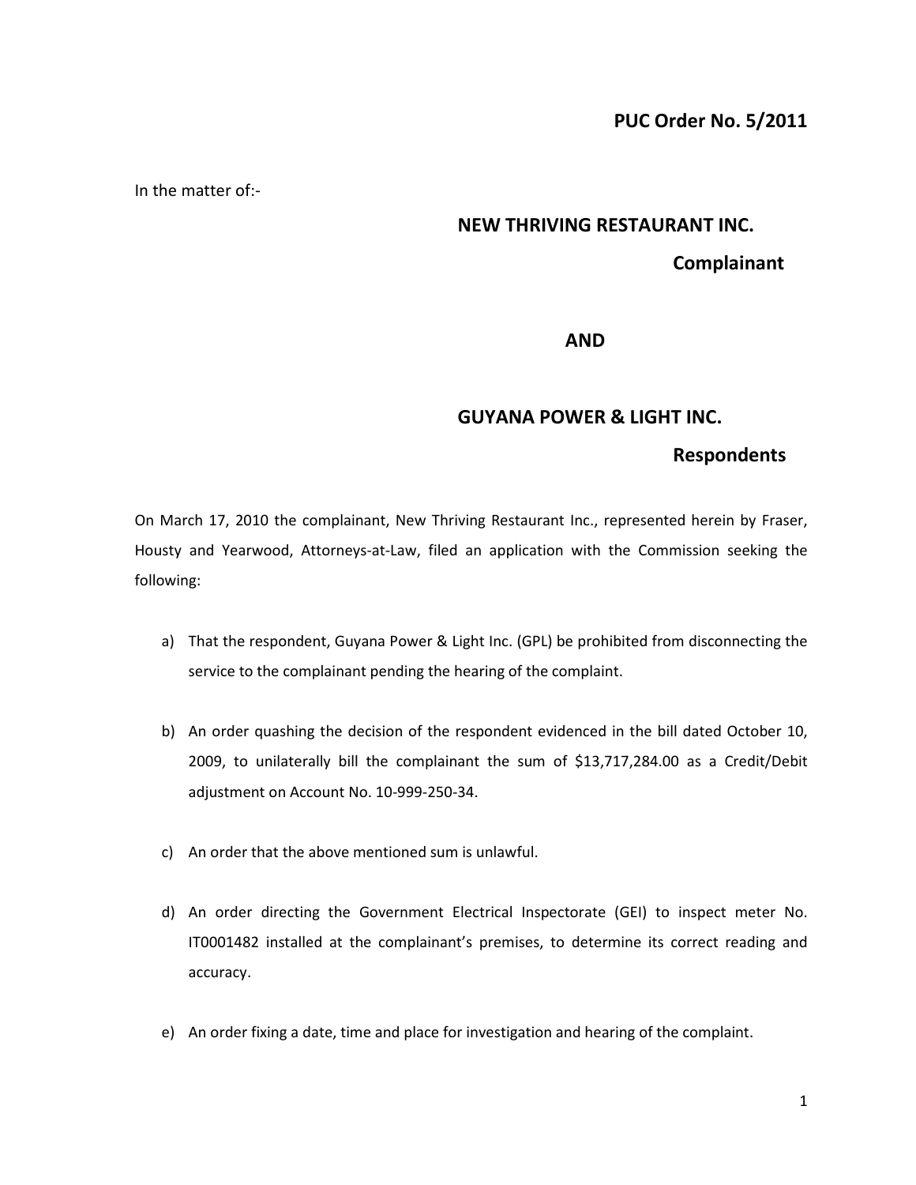# PUC Order No. 5/2011

In the matter of:-

**NEW THRIVING RESTAURANT INC.**

**Complainant**

**AND**

**GUYANA POWER & LIGHT INC.**

**Respondents**

On March 17, 2010 the complainant, New Thriving Restaurant Inc., represented herein by Fraser, Housty and Yearwood, Attorneys-at-Law, filed an application with the Commission seeking the following:

a) That the respondent, Guyana Power & Light Inc. (GPL) be prohibited from disconnecting the service to the complainant pending the hearing of the complaint.

b) An order quashing the decision of the respondent evidenced in the bill dated October 10, 2009, to unilaterally bill the complainant the sum of $13,717,284.00 as a Credit/Debit adjustment on Account No. 10-999-250-34.

c) An order that the above mentioned sum is unlawful.

d) An order directing the Government Electrical Inspectorate (GEI) to inspect meter No. IT0001482 installed at the complainant's premises, to determine its correct reading and accuracy.

e) An order fixing a date, time and place for investigation and hearing of the complaint.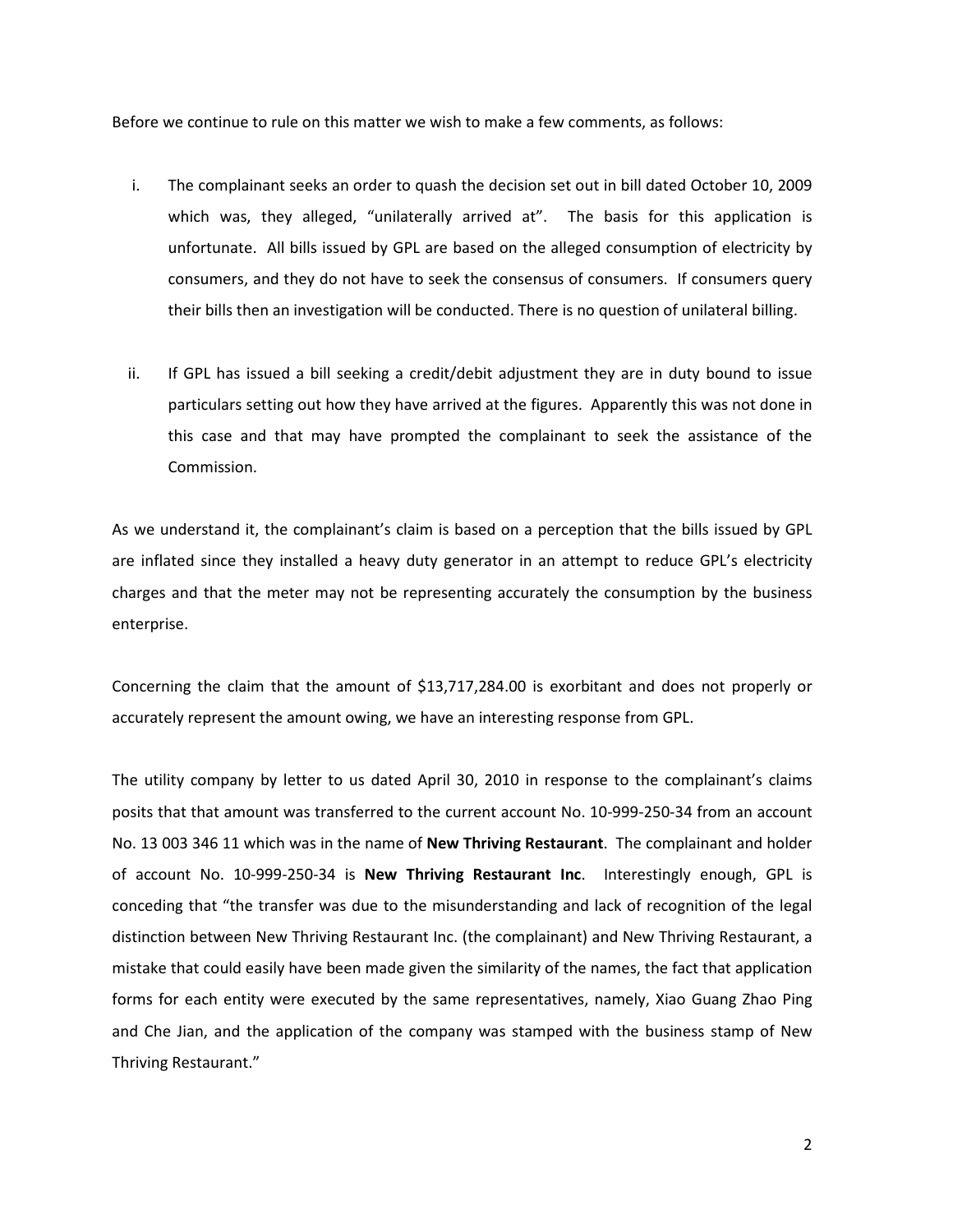Before we continue to rule on this matter we wish to make a few comments, as follows:

i. The complainant seeks an order to quash the decision set out in bill dated October 10, 2009 which was, they alleged, "unilaterally arrived at". The basis for this application is unfortunate. All bills issued by GPL are based on the alleged consumption of electricity by consumers, and they do not have to seek the consensus of consumers. If consumers query their bills then an investigation will be conducted. There is no question of unilateral billing.

ii. If GPL has issued a bill seeking a credit/debit adjustment they are in duty bound to issue particulars setting out how they have arrived at the figures. Apparently this was not done in this case and that may have prompted the complainant to seek the assistance of the Commission.

As we understand it, the complainant's claim is based on a perception that the bills issued by GPL are inflated since they installed a heavy duty generator in an attempt to reduce GPL's electricity charges and that the meter may not be representing accurately the consumption by the business enterprise.

Concerning the claim that the amount of $13,717,284.00 is exorbitant and does not properly or accurately represent the amount owing, we have an interesting response from GPL.

The utility company by letter to us dated April 30, 2010 in response to the complainant's claims posits that that amount was transferred to the current account No. 10-999-250-34 from an account No. 13 003 346 11 which was in the name of **New Thriving Restaurant**. The complainant and holder of account No. 10-999-250-34 is **New Thriving Restaurant Inc**. Interestingly enough, GPL is conceding that "the transfer was due to the misunderstanding and lack of recognition of the legal distinction between New Thriving Restaurant Inc. (the complainant) and New Thriving Restaurant, a mistake that could easily have been made given the similarity of the names, the fact that application forms for each entity were executed by the same representatives, namely, Xiao Guang Zhao Ping and Che Jian, and the application of the company was stamped with the business stamp of New Thriving Restaurant."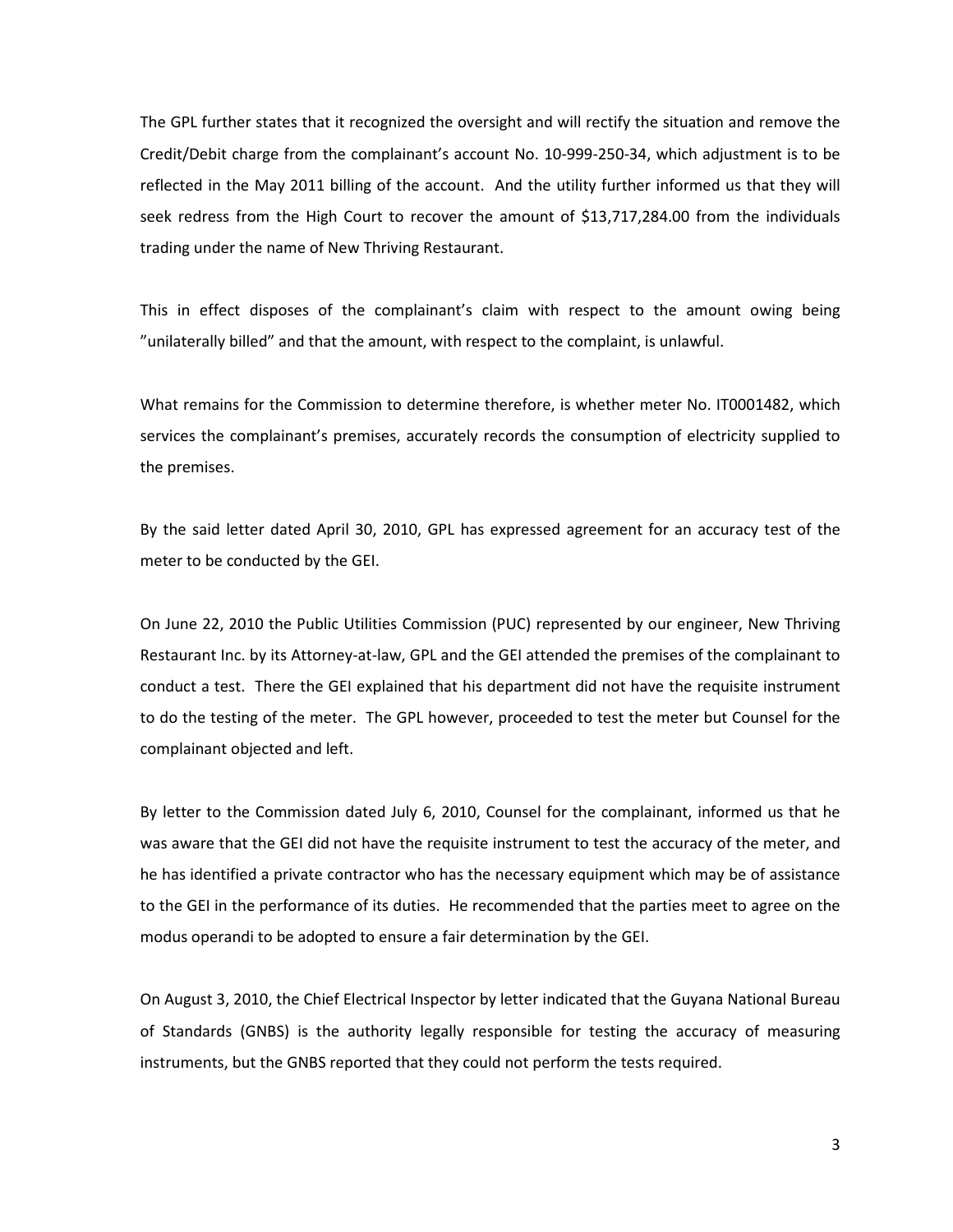The GPL further states that it recognized the oversight and will rectify the situation and remove the Credit/Debit charge from the complainant's account No. 10-999-250-34, which adjustment is to be reflected in the May 2011 billing of the account. And the utility further informed us that they will seek redress from the High Court to recover the amount of $13,717,284.00 from the individuals trading under the name of New Thriving Restaurant.

This in effect disposes of the complainant's claim with respect to the amount owing being "unilaterally billed" and that the amount, with respect to the complaint, is unlawful.

What remains for the Commission to determine therefore, is whether meter No. IT0001482, which services the complainant's premises, accurately records the consumption of electricity supplied to the premises.

By the said letter dated April 30, 2010, GPL has expressed agreement for an accuracy test of the meter to be conducted by the GEI.

On June 22, 2010 the Public Utilities Commission (PUC) represented by our engineer, New Thriving Restaurant Inc. by its Attorney-at-law, GPL and the GEI attended the premises of the complainant to conduct a test. There the GEI explained that his department did not have the requisite instrument to do the testing of the meter. The GPL however, proceeded to test the meter but Counsel for the complainant objected and left.

By letter to the Commission dated July 6, 2010, Counsel for the complainant, informed us that he was aware that the GEI did not have the requisite instrument to test the accuracy of the meter, and he has identified a private contractor who has the necessary equipment which may be of assistance to the GEI in the performance of its duties. He recommended that the parties meet to agree on the modus operandi to be adopted to ensure a fair determination by the GEI.

On August 3, 2010, the Chief Electrical Inspector by letter indicated that the Guyana National Bureau of Standards (GNBS) is the authority legally responsible for testing the accuracy of measuring instruments, but the GNBS reported that they could not perform the tests required.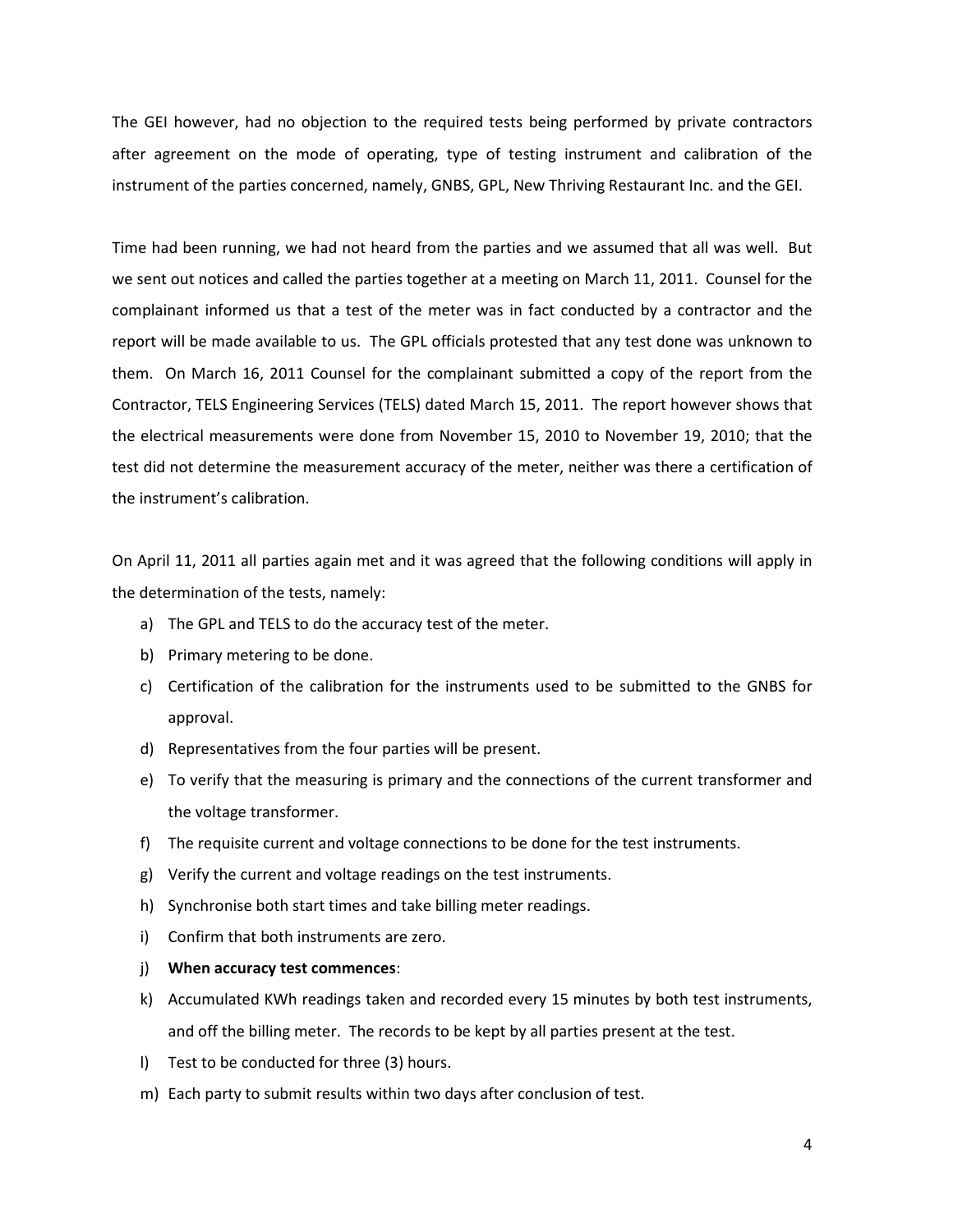The GEI however, had no objection to the required tests being performed by private contractors after agreement on the mode of operating, type of testing instrument and calibration of the instrument of the parties concerned, namely, GNBS, GPL, New Thriving Restaurant Inc. and the GEI.

Time had been running, we had not heard from the parties and we assumed that all was well. But we sent out notices and called the parties together at a meeting on March 11, 2011. Counsel for the complainant informed us that a test of the meter was in fact conducted by a contractor and the report will be made available to us. The GPL officials protested that any test done was unknown to them. On March 16, 2011 Counsel for the complainant submitted a copy of the report from the Contractor, TELS Engineering Services (TELS) dated March 15, 2011. The report however shows that the electrical measurements were done from November 15, 2010 to November 19, 2010; that the test did not determine the measurement accuracy of the meter, neither was there a certification of the instrument's calibration.

On April 11, 2011 all parties again met and it was agreed that the following conditions will apply in the determination of the tests, namely:

a) The GPL and TELS to do the accuracy test of the meter.
b) Primary metering to be done.
c) Certification of the calibration for the instruments used to be submitted to the GNBS for approval.
d) Representatives from the four parties will be present.
e) To verify that the measuring is primary and the connections of the current transformer and the voltage transformer.
f) The requisite current and voltage connections to be done for the test instruments.
g) Verify the current and voltage readings on the test instruments.
h) Synchronise both start times and take billing meter readings.
i) Confirm that both instruments are zero.
j) **When accuracy test commences**:
k) Accumulated KWh readings taken and recorded every 15 minutes by both test instruments, and off the billing meter. The records to be kept by all parties present at the test.
l) Test to be conducted for three (3) hours.
m) Each party to submit results within two days after conclusion of test.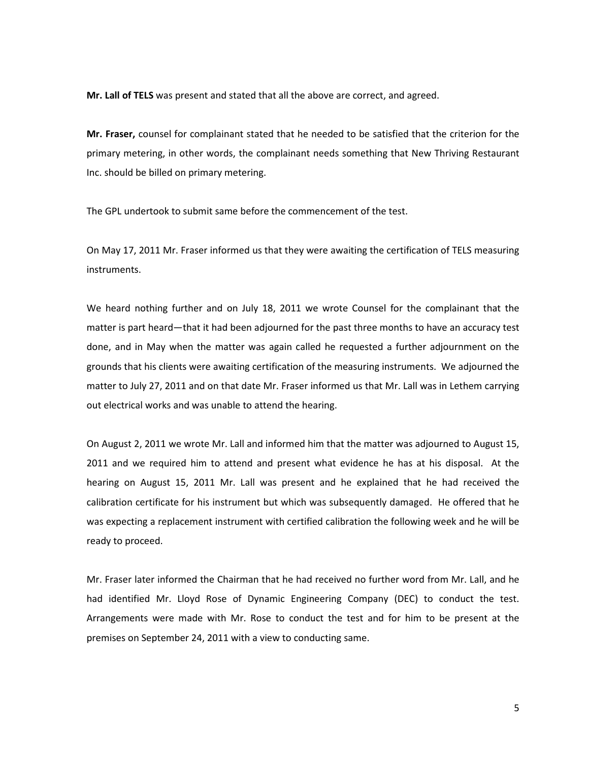**Mr. Lall of TELS** was present and stated that all the above are correct, and agreed.

**Mr. Fraser,** counsel for complainant stated that he needed to be satisfied that the criterion for the primary metering, in other words, the complainant needs something that New Thriving Restaurant Inc. should be billed on primary metering.

The GPL undertook to submit same before the commencement of the test.

On May 17, 2011 Mr. Fraser informed us that they were awaiting the certification of TELS measuring instruments.

We heard nothing further and on July 18, 2011 we wrote Counsel for the complainant that the matter is part heard—that it had been adjourned for the past three months to have an accuracy test done, and in May when the matter was again called he requested a further adjournment on the grounds that his clients were awaiting certification of the measuring instruments. We adjourned the matter to July 27, 2011 and on that date Mr. Fraser informed us that Mr. Lall was in Lethem carrying out electrical works and was unable to attend the hearing.

On August 2, 2011 we wrote Mr. Lall and informed him that the matter was adjourned to August 15, 2011 and we required him to attend and present what evidence he has at his disposal. At the hearing on August 15, 2011 Mr. Lall was present and he explained that he had received the calibration certificate for his instrument but which was subsequently damaged. He offered that he was expecting a replacement instrument with certified calibration the following week and he will be ready to proceed.

Mr. Fraser later informed the Chairman that he had received no further word from Mr. Lall, and he had identified Mr. Lloyd Rose of Dynamic Engineering Company (DEC) to conduct the test. Arrangements were made with Mr. Rose to conduct the test and for him to be present at the premises on September 24, 2011 with a view to conducting same.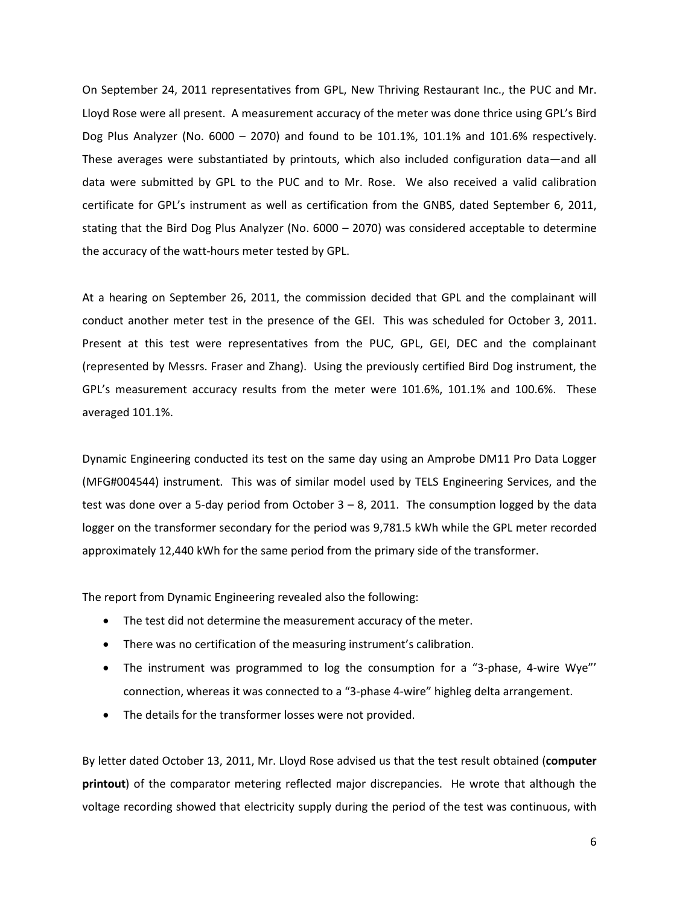On September 24, 2011 representatives from GPL, New Thriving Restaurant Inc., the PUC and Mr. Lloyd Rose were all present. A measurement accuracy of the meter was done thrice using GPL's Bird Dog Plus Analyzer (No. 6000 – 2070) and found to be 101.1%, 101.1% and 101.6% respectively. These averages were substantiated by printouts, which also included configuration data—and all data were submitted by GPL to the PUC and to Mr. Rose. We also received a valid calibration certificate for GPL's instrument as well as certification from the GNBS, dated September 6, 2011, stating that the Bird Dog Plus Analyzer (No. 6000 – 2070) was considered acceptable to determine the accuracy of the watt-hours meter tested by GPL.

At a hearing on September 26, 2011, the commission decided that GPL and the complainant will conduct another meter test in the presence of the GEI. This was scheduled for October 3, 2011. Present at this test were representatives from the PUC, GPL, GEI, DEC and the complainant (represented by Messrs. Fraser and Zhang). Using the previously certified Bird Dog instrument, the GPL's measurement accuracy results from the meter were 101.6%, 101.1% and 100.6%. These averaged 101.1%.

Dynamic Engineering conducted its test on the same day using an Amprobe DM11 Pro Data Logger (MFG#004544) instrument. This was of similar model used by TELS Engineering Services, and the test was done over a 5-day period from October 3 – 8, 2011. The consumption logged by the data logger on the transformer secondary for the period was 9,781.5 kWh while the GPL meter recorded approximately 12,440 kWh for the same period from the primary side of the transformer.

The report from Dynamic Engineering revealed also the following:

- The test did not determine the measurement accuracy of the meter.
- There was no certification of the measuring instrument's calibration.
- The instrument was programmed to log the consumption for a "3-phase, 4-wire Wye"' connection, whereas it was connected to a "3-phase 4-wire" highleg delta arrangement.
- The details for the transformer losses were not provided.

By letter dated October 13, 2011, Mr. Lloyd Rose advised us that the test result obtained (**computer printout**) of the comparator metering reflected major discrepancies. He wrote that although the voltage recording showed that electricity supply during the period of the test was continuous, with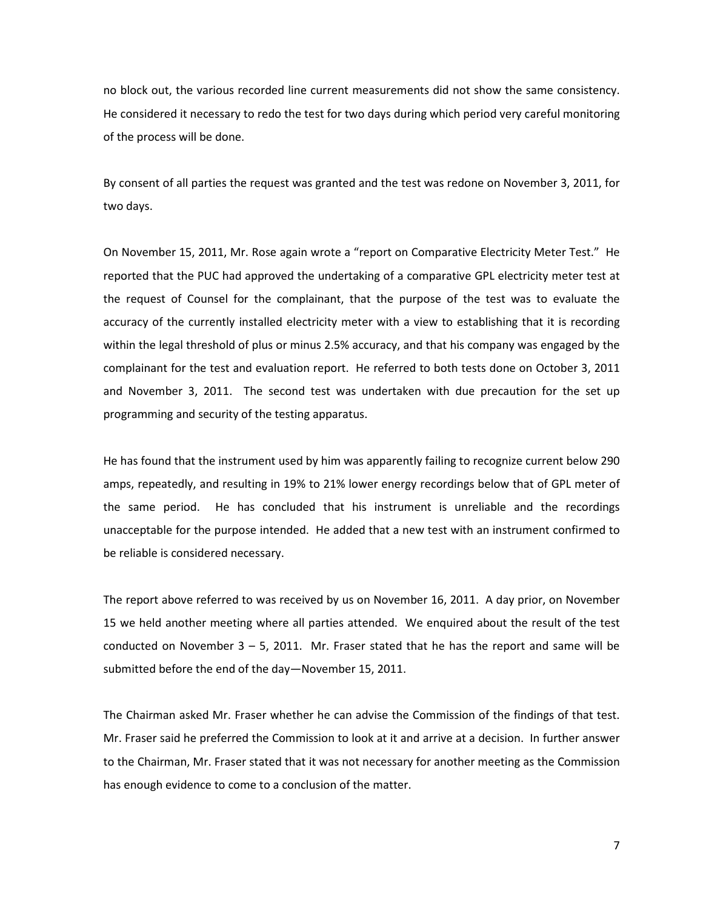no block out, the various recorded line current measurements did not show the same consistency. He considered it necessary to redo the test for two days during which period very careful monitoring of the process will be done.

By consent of all parties the request was granted and the test was redone on November 3, 2011, for two days.

On November 15, 2011, Mr. Rose again wrote a "report on Comparative Electricity Meter Test." He reported that the PUC had approved the undertaking of a comparative GPL electricity meter test at the request of Counsel for the complainant, that the purpose of the test was to evaluate the accuracy of the currently installed electricity meter with a view to establishing that it is recording within the legal threshold of plus or minus 2.5% accuracy, and that his company was engaged by the complainant for the test and evaluation report. He referred to both tests done on October 3, 2011 and November 3, 2011. The second test was undertaken with due precaution for the set up programming and security of the testing apparatus.

He has found that the instrument used by him was apparently failing to recognize current below 290 amps, repeatedly, and resulting in 19% to 21% lower energy recordings below that of GPL meter of the same period. He has concluded that his instrument is unreliable and the recordings unacceptable for the purpose intended. He added that a new test with an instrument confirmed to be reliable is considered necessary.

The report above referred to was received by us on November 16, 2011. A day prior, on November 15 we held another meeting where all parties attended. We enquired about the result of the test conducted on November 3 – 5, 2011. Mr. Fraser stated that he has the report and same will be submitted before the end of the day—November 15, 2011.

The Chairman asked Mr. Fraser whether he can advise the Commission of the findings of that test. Mr. Fraser said he preferred the Commission to look at it and arrive at a decision. In further answer to the Chairman, Mr. Fraser stated that it was not necessary for another meeting as the Commission has enough evidence to come to a conclusion of the matter.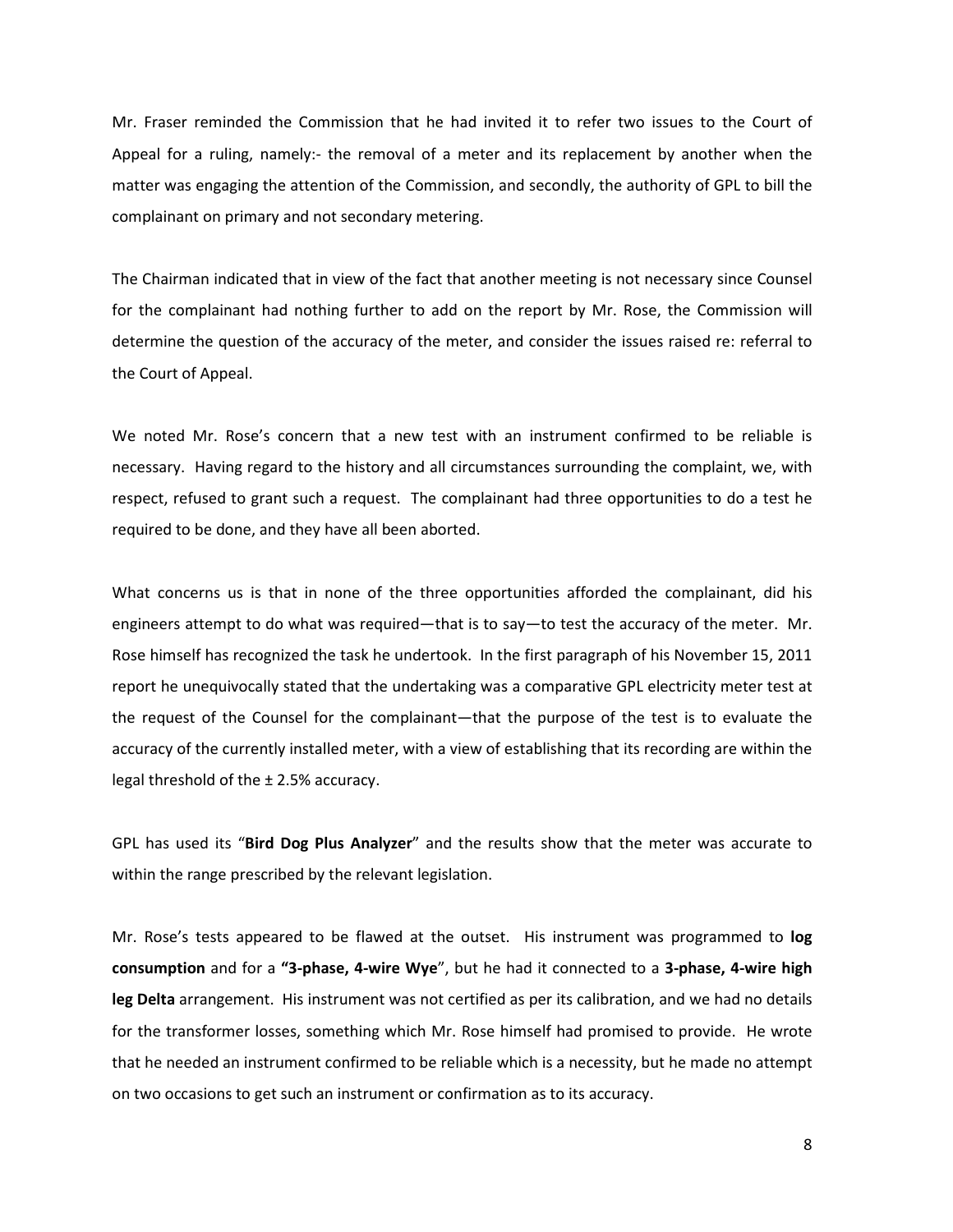Mr. Fraser reminded the Commission that he had invited it to refer two issues to the Court of Appeal for a ruling, namely:- the removal of a meter and its replacement by another when the matter was engaging the attention of the Commission, and secondly, the authority of GPL to bill the complainant on primary and not secondary metering.

The Chairman indicated that in view of the fact that another meeting is not necessary since Counsel for the complainant had nothing further to add on the report by Mr. Rose, the Commission will determine the question of the accuracy of the meter, and consider the issues raised re: referral to the Court of Appeal.

We noted Mr. Rose's concern that a new test with an instrument confirmed to be reliable is necessary. Having regard to the history and all circumstances surrounding the complaint, we, with respect, refused to grant such a request. The complainant had three opportunities to do a test he required to be done, and they have all been aborted.

What concerns us is that in none of the three opportunities afforded the complainant, did his engineers attempt to do what was required—that is to say—to test the accuracy of the meter. Mr. Rose himself has recognized the task he undertook. In the first paragraph of his November 15, 2011 report he unequivocally stated that the undertaking was a comparative GPL electricity meter test at the request of the Counsel for the complainant—that the purpose of the test is to evaluate the accuracy of the currently installed meter, with a view of establishing that its recording are within the legal threshold of the ± 2.5% accuracy.

GPL has used its "**Bird Dog Plus Analyzer**" and the results show that the meter was accurate to within the range prescribed by the relevant legislation.

Mr. Rose's tests appeared to be flawed at the outset. His instrument was programmed to **log consumption** and for a **"3-phase, 4-wire Wye"**, but he had it connected to a **3-phase, 4-wire high leg Delta** arrangement. His instrument was not certified as per its calibration, and we had no details for the transformer losses, something which Mr. Rose himself had promised to provide. He wrote that he needed an instrument confirmed to be reliable which is a necessity, but he made no attempt on two occasions to get such an instrument or confirmation as to its accuracy.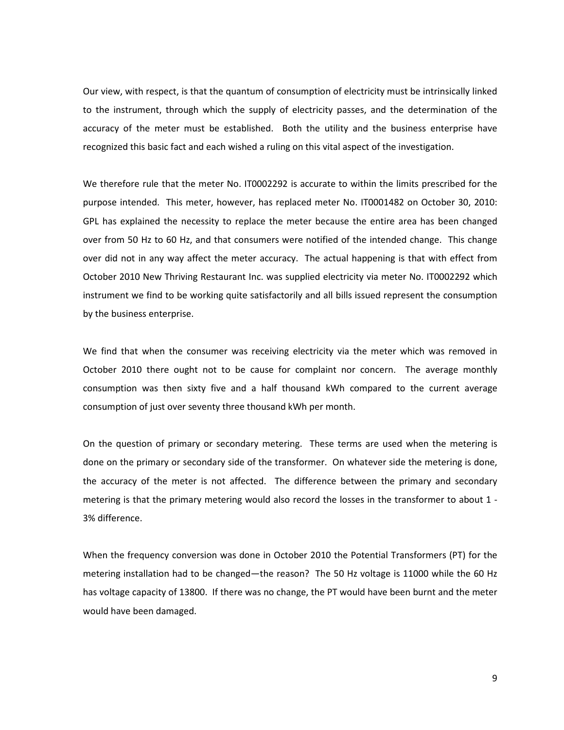Our view, with respect, is that the quantum of consumption of electricity must be intrinsically linked to the instrument, through which the supply of electricity passes, and the determination of the accuracy of the meter must be established. Both the utility and the business enterprise have recognized this basic fact and each wished a ruling on this vital aspect of the investigation.

We therefore rule that the meter No. IT0002292 is accurate to within the limits prescribed for the purpose intended. This meter, however, has replaced meter No. IT0001482 on October 30, 2010: GPL has explained the necessity to replace the meter because the entire area has been changed over from 50 Hz to 60 Hz, and that consumers were notified of the intended change. This change over did not in any way affect the meter accuracy. The actual happening is that with effect from October 2010 New Thriving Restaurant Inc. was supplied electricity via meter No. IT0002292 which instrument we find to be working quite satisfactorily and all bills issued represent the consumption by the business enterprise.

We find that when the consumer was receiving electricity via the meter which was removed in October 2010 there ought not to be cause for complaint nor concern. The average monthly consumption was then sixty five and a half thousand kWh compared to the current average consumption of just over seventy three thousand kWh per month.

On the question of primary or secondary metering. These terms are used when the metering is done on the primary or secondary side of the transformer. On whatever side the metering is done, the accuracy of the meter is not affected. The difference between the primary and secondary metering is that the primary metering would also record the losses in the transformer to about 1 - 3% difference.

When the frequency conversion was done in October 2010 the Potential Transformers (PT) for the metering installation had to be changed—the reason? The 50 Hz voltage is 11000 while the 60 Hz has voltage capacity of 13800. If there was no change, the PT would have been burnt and the meter would have been damaged.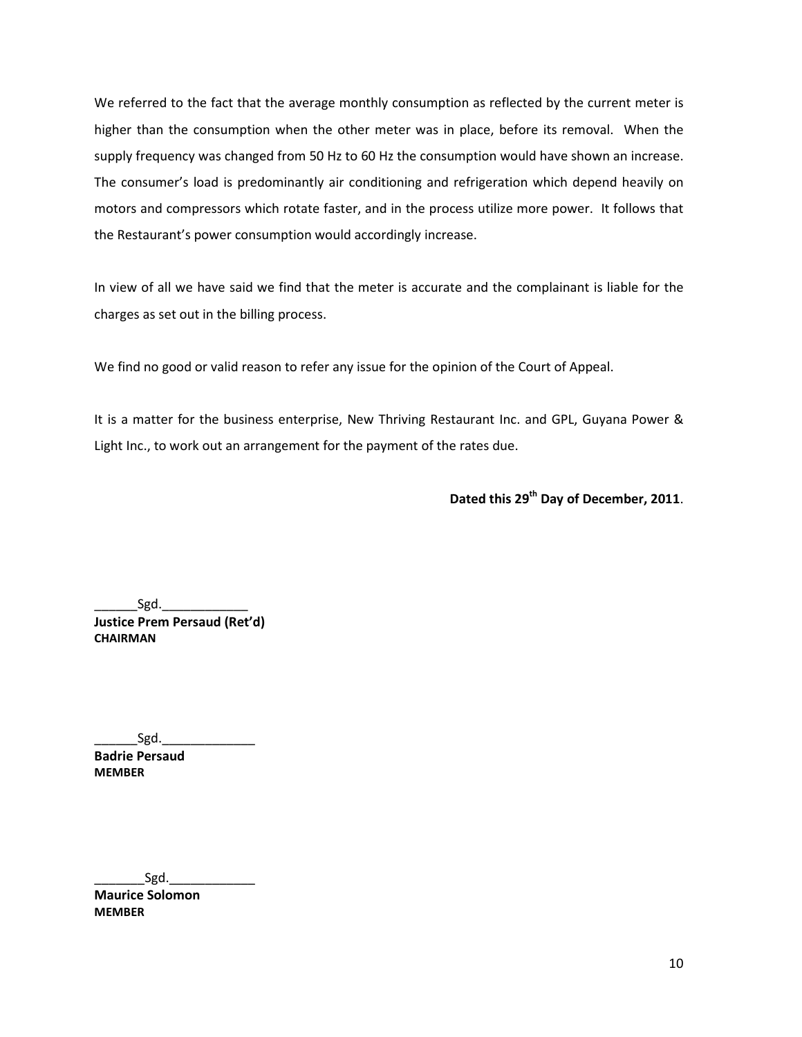We referred to the fact that the average monthly consumption as reflected by the current meter is higher than the consumption when the other meter was in place, before its removal. When the supply frequency was changed from 50 Hz to 60 Hz the consumption would have shown an increase. The consumer's load is predominantly air conditioning and refrigeration which depend heavily on motors and compressors which rotate faster, and in the process utilize more power. It follows that the Restaurant's power consumption would accordingly increase.

In view of all we have said we find that the meter is accurate and the complainant is liable for the charges as set out in the billing process.

We find no good or valid reason to refer any issue for the opinion of the Court of Appeal.

It is a matter for the business enterprise, New Thriving Restaurant Inc. and GPL, Guyana Power & Light Inc., to work out an arrangement for the payment of the rates due.

**Dated this 29th Day of December, 2011**.

______Sgd.____________
**Justice Prem Persaud (Ret'd)**
**CHAIRMAN**

______Sgd._____________
**Badrie Persaud**
**MEMBER**

_______Sgd.____________
**Maurice Solomon**
**MEMBER**